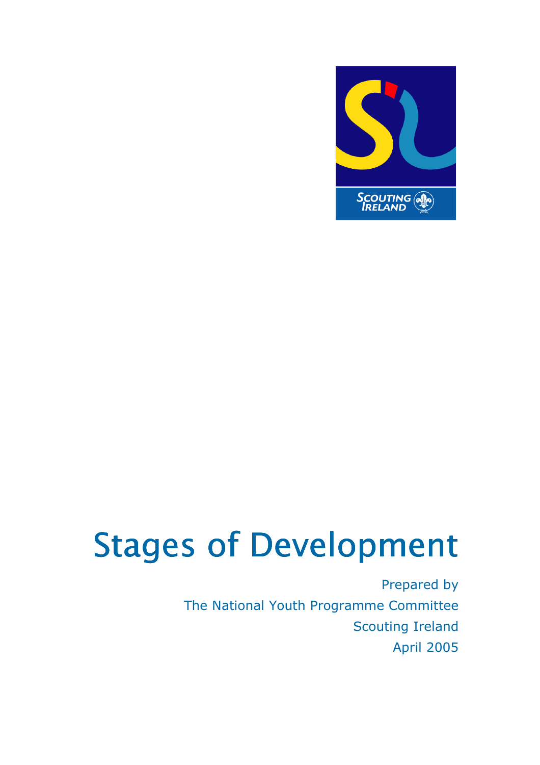# Stages of Development

Prepared by
The National Youth Programme Committee
Scouting Ireland
April 2005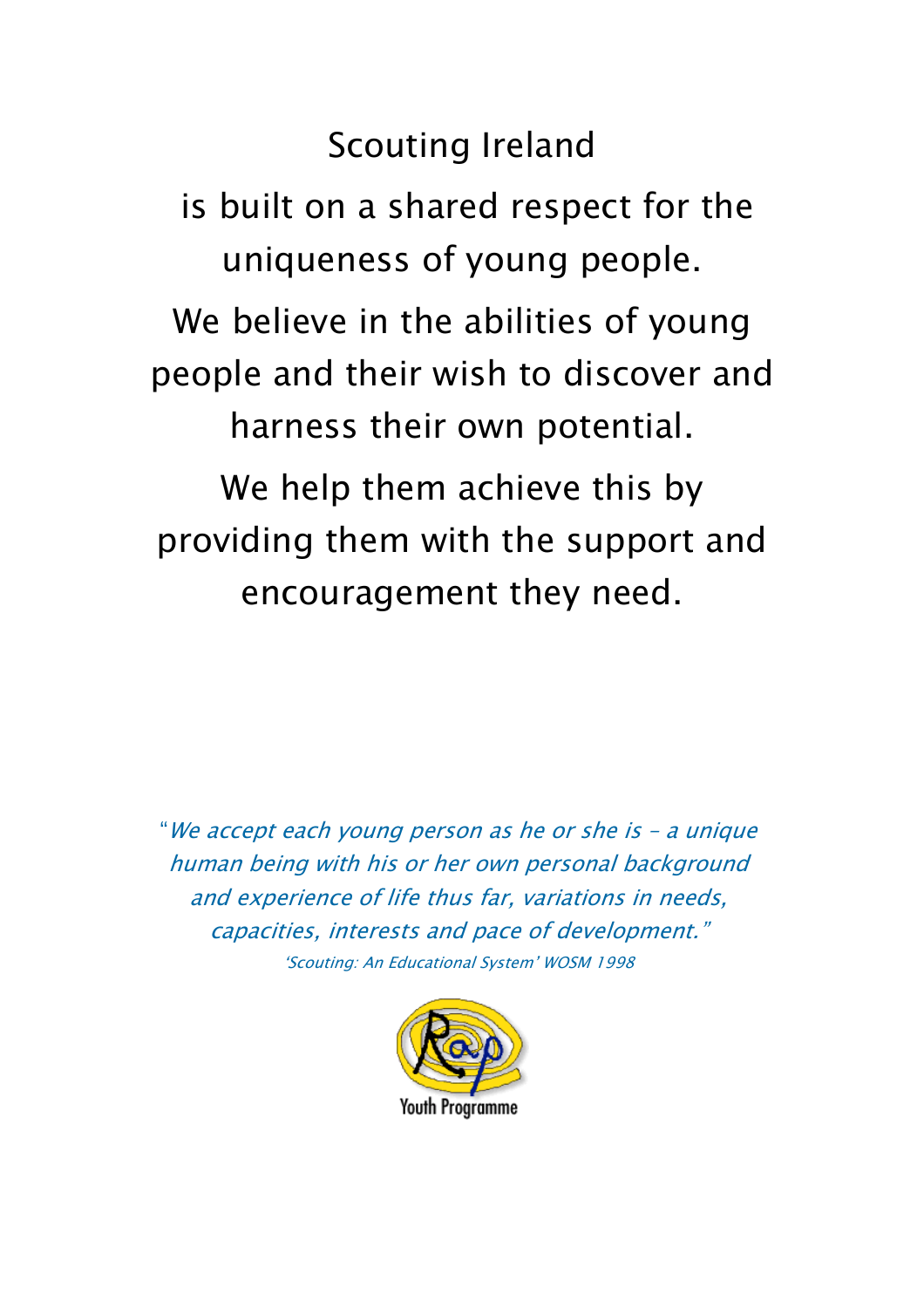Scouting Ireland

is built on a shared respect for the uniqueness of young people.

We believe in the abilities of young people and their wish to discover and harness their own potential.

We help them achieve this by providing them with the support and encouragement they need.

*"We accept each young person as he or she is – a unique human being with his or her own personal background and experience of life thus far, variations in needs, capacities, interests and pace of development."*

*'Scouting: An Educational System' WOSM 1998*

Rap

Youth Programme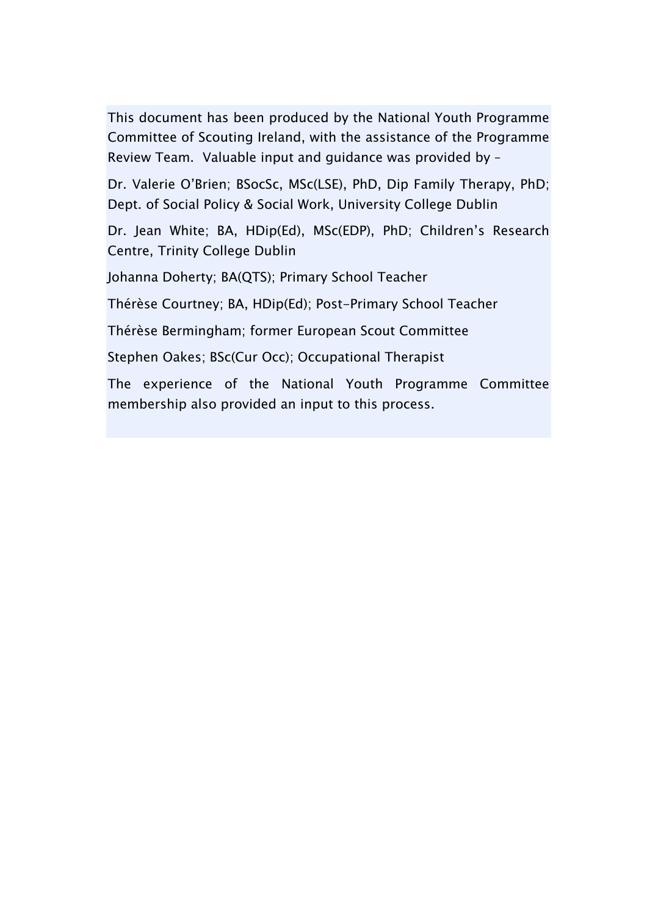This document has been produced by the National Youth Programme Committee of Scouting Ireland, with the assistance of the Programme Review Team. Valuable input and guidance was provided by –

Dr. Valerie O'Brien; BSocSc, MSc(LSE), PhD, Dip Family Therapy, PhD; Dept. of Social Policy & Social Work, University College Dublin

Dr. Jean White; BA, HDip(Ed), MSc(EDP), PhD; Children's Research Centre, Trinity College Dublin

Johanna Doherty; BA(QTS); Primary School Teacher

Thérèse Courtney; BA, HDip(Ed); Post-Primary School Teacher

Thérèse Bermingham; former European Scout Committee

Stephen Oakes; BSc(Cur Occ); Occupational Therapist

The experience of the National Youth Programme Committee membership also provided an input to this process.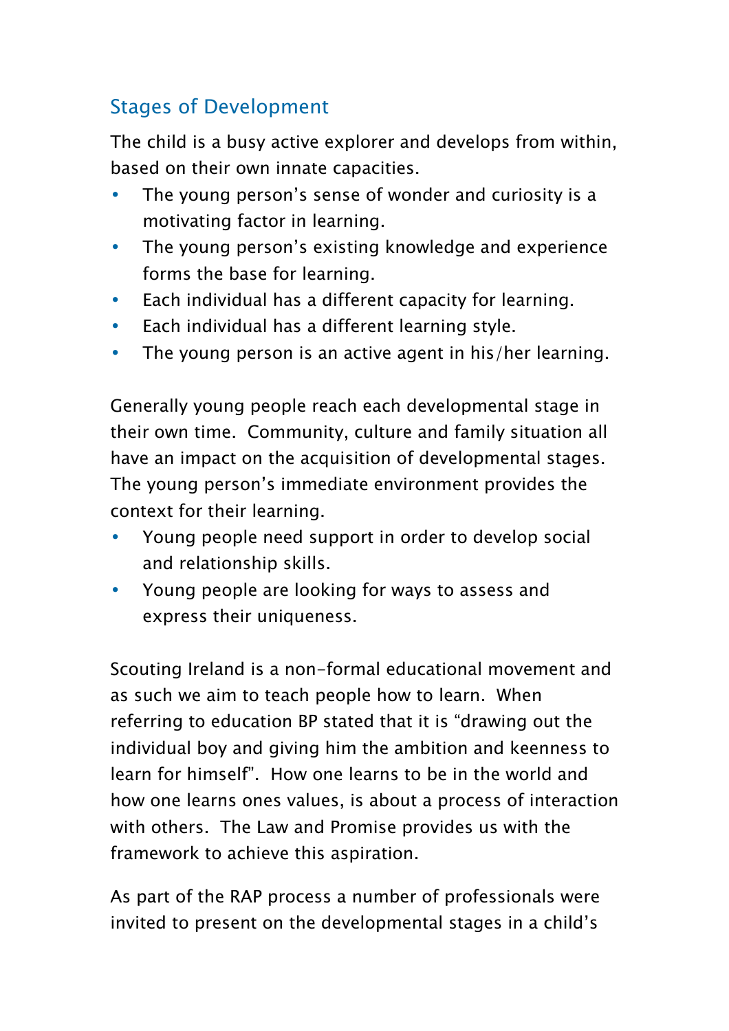## Stages of Development

The child is a busy active explorer and develops from within, based on their own innate capacities.

- The young person's sense of wonder and curiosity is a motivating factor in learning.
- The young person's existing knowledge and experience forms the base for learning.
- Each individual has a different capacity for learning.
- Each individual has a different learning style.
- The young person is an active agent in his/her learning.

Generally young people reach each developmental stage in their own time. Community, culture and family situation all have an impact on the acquisition of developmental stages. The young person's immediate environment provides the context for their learning.

- Young people need support in order to develop social and relationship skills.
- Young people are looking for ways to assess and express their uniqueness.

Scouting Ireland is a non-formal educational movement and as such we aim to teach people how to learn. When referring to education BP stated that it is "drawing out the individual boy and giving him the ambition and keenness to learn for himself". How one learns to be in the world and how one learns ones values, is about a process of interaction with others. The Law and Promise provides us with the framework to achieve this aspiration.

As part of the RAP process a number of professionals were invited to present on the developmental stages in a child's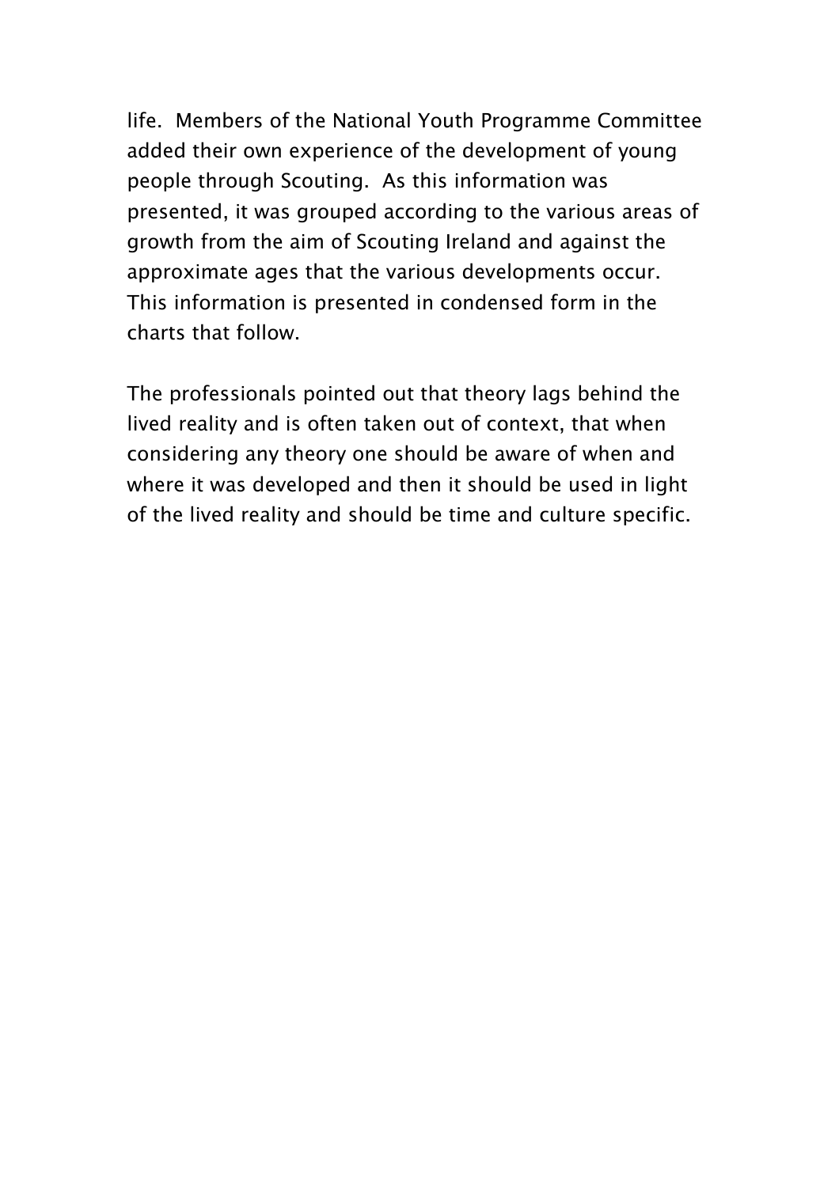life.  Members of the National Youth Programme Committee added their own experience of the development of young people through Scouting.  As this information was presented, it was grouped according to the various areas of growth from the aim of Scouting Ireland and against the approximate ages that the various developments occur.  This information is presented in condensed form in the charts that follow.

The professionals pointed out that theory lags behind the lived reality and is often taken out of context, that when considering any theory one should be aware of when and where it was developed and then it should be used in light of the lived reality and should be time and culture specific.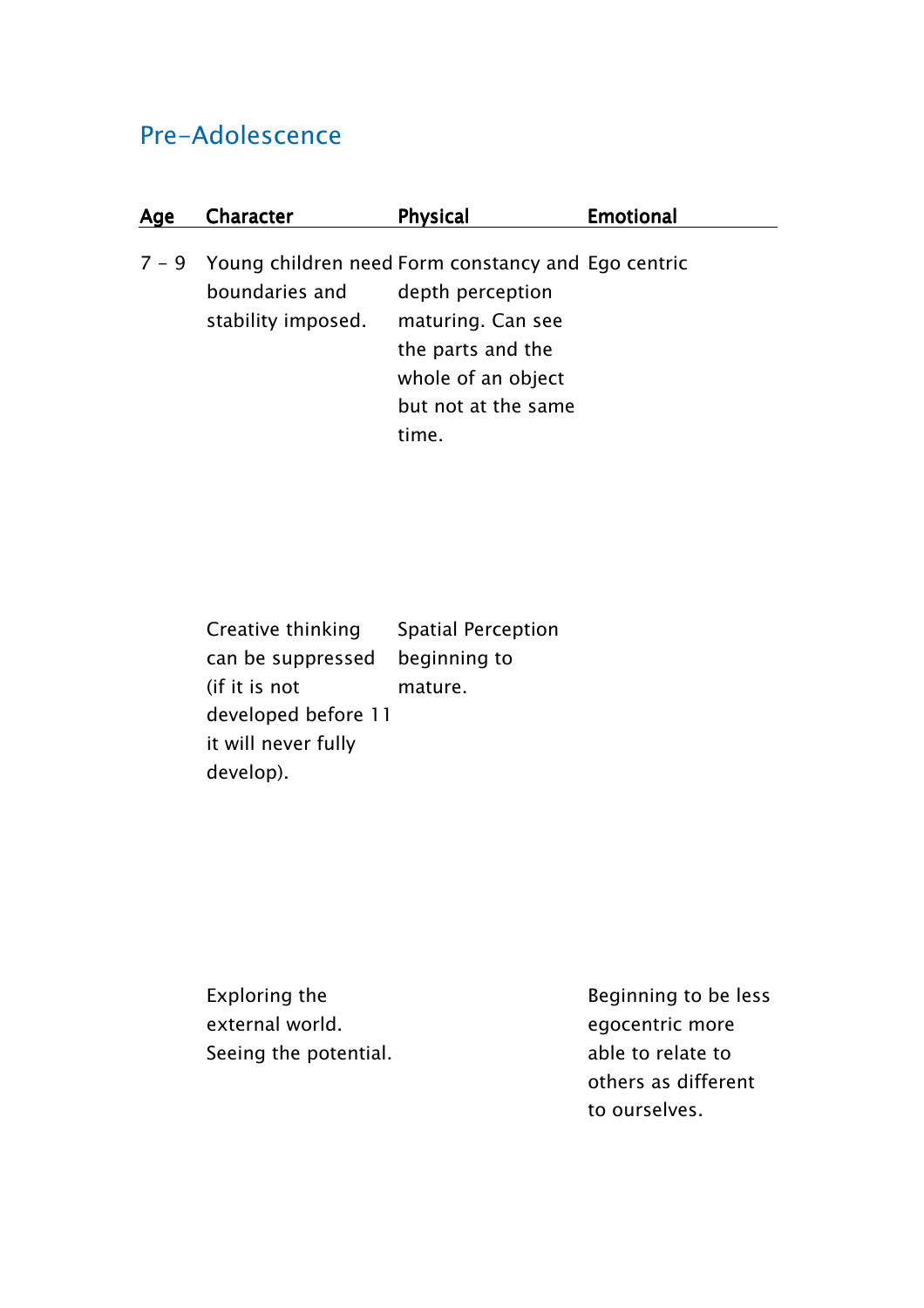## Pre-Adolescence

| Age | Character | Physical | Emotional |
|---|---|---|---|
| 7 – 9 | Young children need boundaries and stability imposed. | Form constancy and depth perception maturing. Can see the parts and the whole of an object but not at the same time. | Ego centric |
| | Creative thinking can be suppressed (if it is not developed before 11 it will never fully develop). | Spatial Perception beginning to mature. | |
| | Exploring the external world. Seeing the potential. | | Beginning to be less egocentric more able to relate to others as different to ourselves. |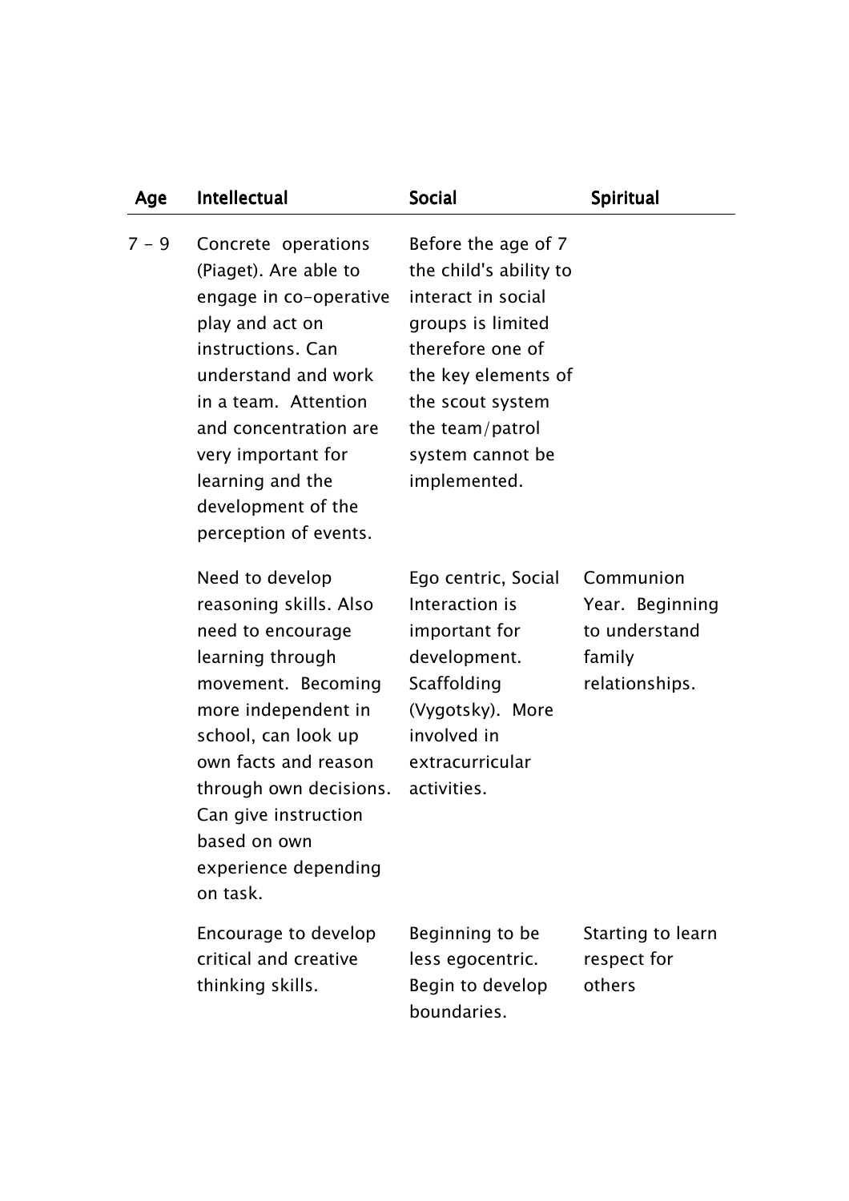| Age | Intellectual | Social | Spiritual |
|---|---|---|---|
| 7 – 9 | Concrete operations (Piaget). Are able to engage in co-operative play and act on instructions. Can understand and work in a team. Attention and concentration are very important for learning and the development of the perception of events. | Before the age of 7 the child's ability to interact in social groups is limited therefore one of the key elements of the scout system the team/patrol system cannot be implemented. | |
| | Need to develop reasoning skills. Also need to encourage learning through movement. Becoming more independent in school, can look up own facts and reason through own decisions. Can give instruction based on own experience depending on task. | Ego centric, Social Interaction is important for development. Scaffolding (Vygotsky). More involved in extracurricular activities. | Communion Year. Beginning to understand family relationships. |
| | Encourage to develop critical and creative thinking skills. | Beginning to be less egocentric. Begin to develop boundaries. | Starting to learn respect for others |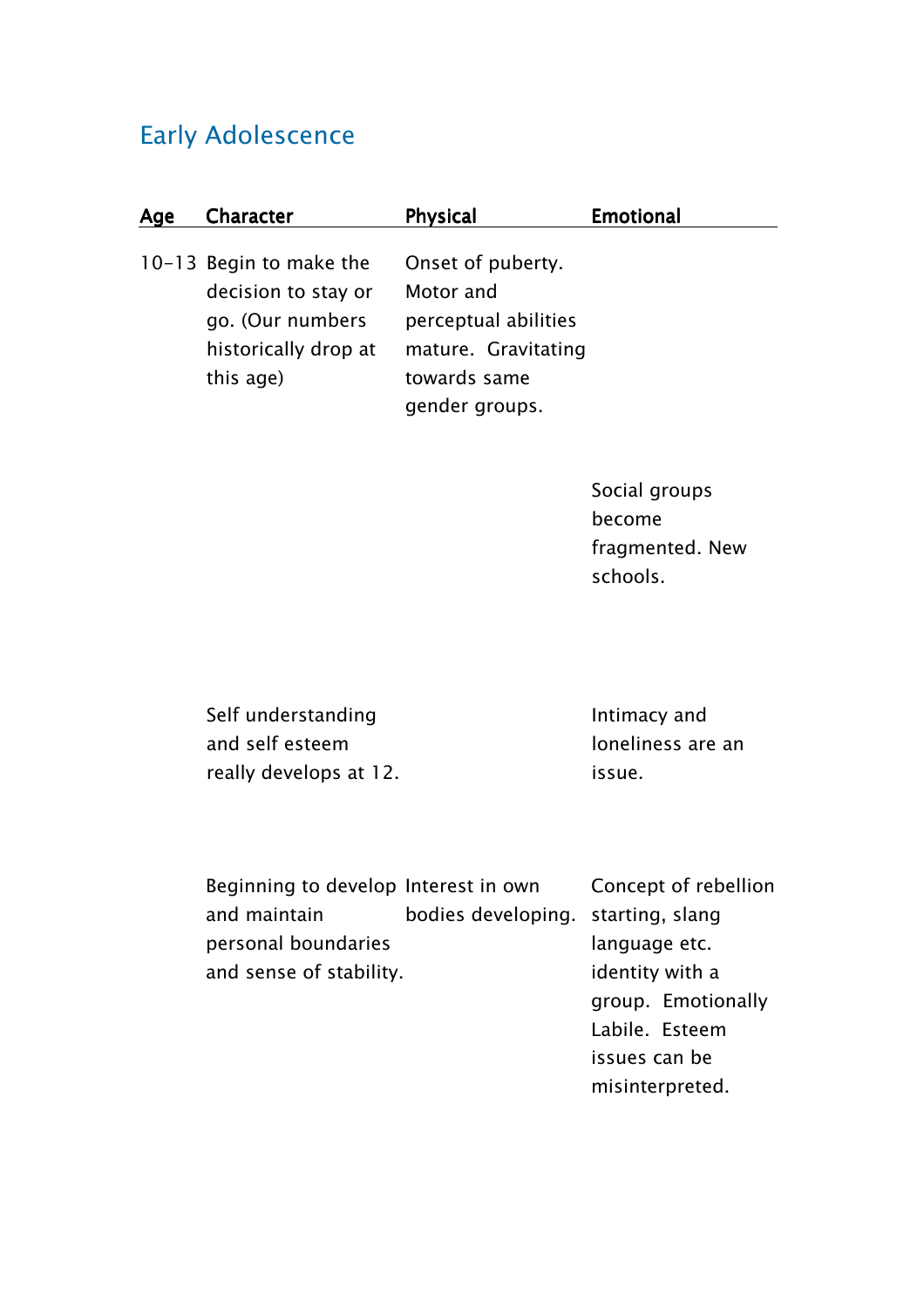## Early Adolescence

| Age | Character | Physical | Emotional |
|---|---|---|---|
| 10-13 | Begin to make the decision to stay or go. (Our numbers historically drop at this age) | Onset of puberty. Motor and perceptual abilities mature. Gravitating towards same gender groups. | |
| | | | Social groups become fragmented. New schools. |
| | Self understanding and self esteem really develops at 12. | | Intimacy and loneliness are an issue. |
| | Beginning to develop and maintain personal boundaries and sense of stability. | Interest in own bodies developing. | Concept of rebellion starting, slang language etc. identity with a group. Emotionally Labile. Esteem issues can be misinterpreted. |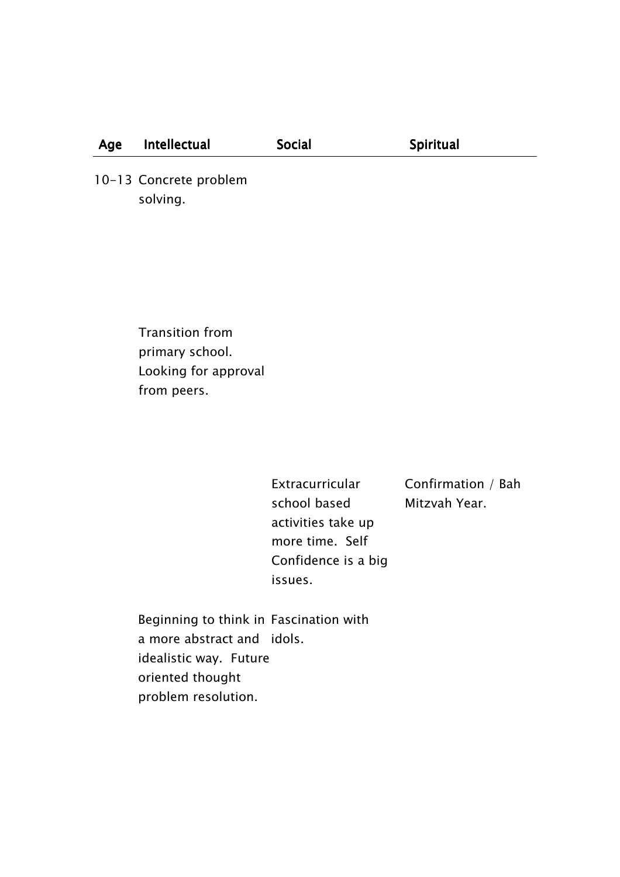| Age | Intellectual | Social | Spiritual |
|---|---|---|---|
| 10-13 | Concrete problem solving. | | |
| | Transition from primary school. Looking for approval from peers. | | |
| | | Extracurricular school based activities take up more time. Self Confidence is a big issues. | Confirmation / Bah Mitzvah Year. |
| | Beginning to think in a more abstract and idealistic way. Future oriented thought problem resolution. | Fascination with idols. | |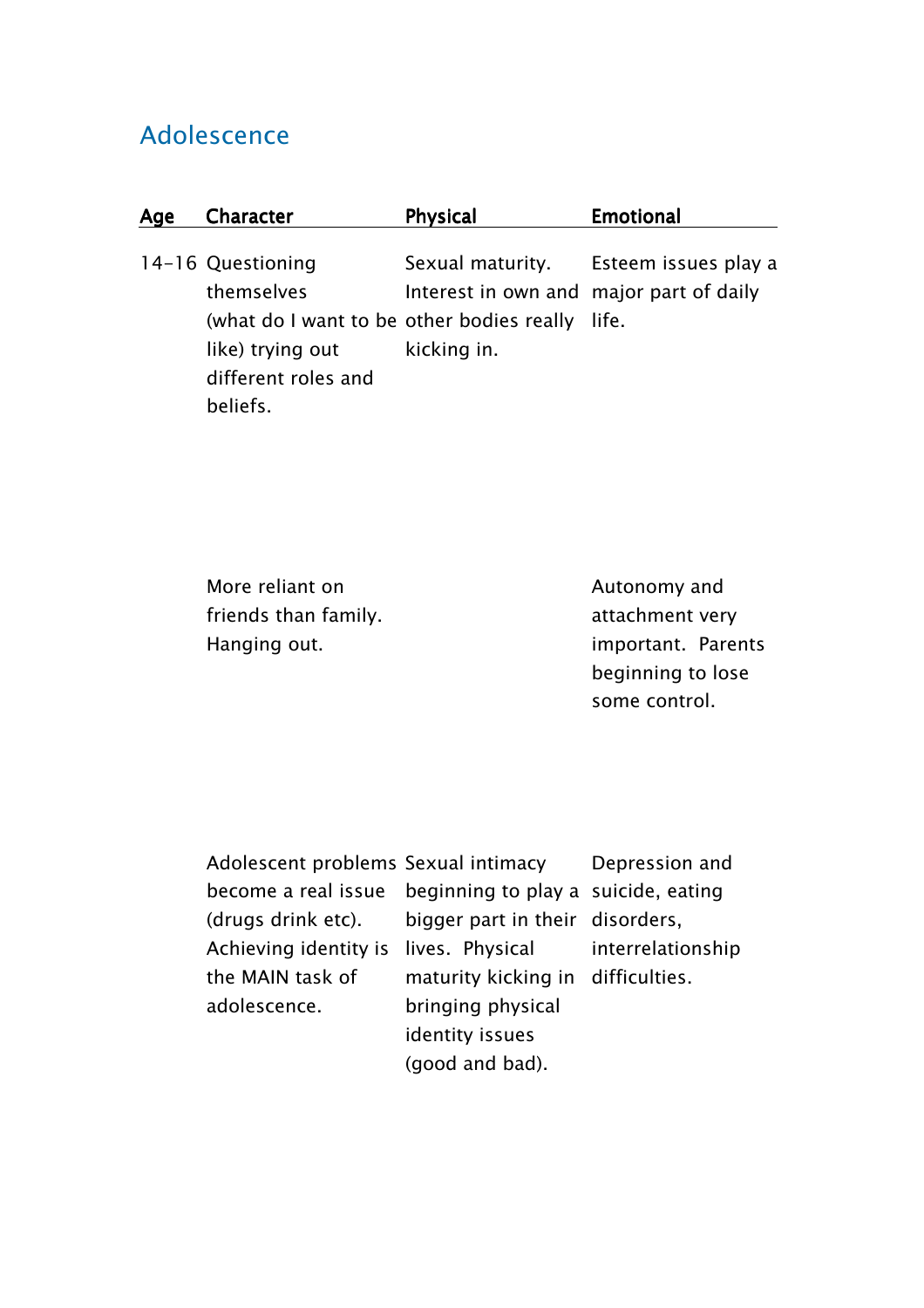## Adolescence

| Age | Character | Physical | Emotional |
|---|---|---|---|
| 14-16 | Questioning themselves (what do I want to be like) trying out different roles and beliefs. | Sexual maturity. Interest in own and other bodies really kicking in. | Esteem issues play a major part of daily life. |
| | More reliant on friends than family. Hanging out. | | Autonomy and attachment very important. Parents beginning to lose some control. |
| | Adolescent problems become a real issue (drugs drink etc). Achieving identity is the MAIN task of adolescence. | Sexual intimacy beginning to play a bigger part in their lives. Physical maturity kicking in bringing physical identity issues (good and bad). | Depression and suicide, eating disorders, interrelationship difficulties. |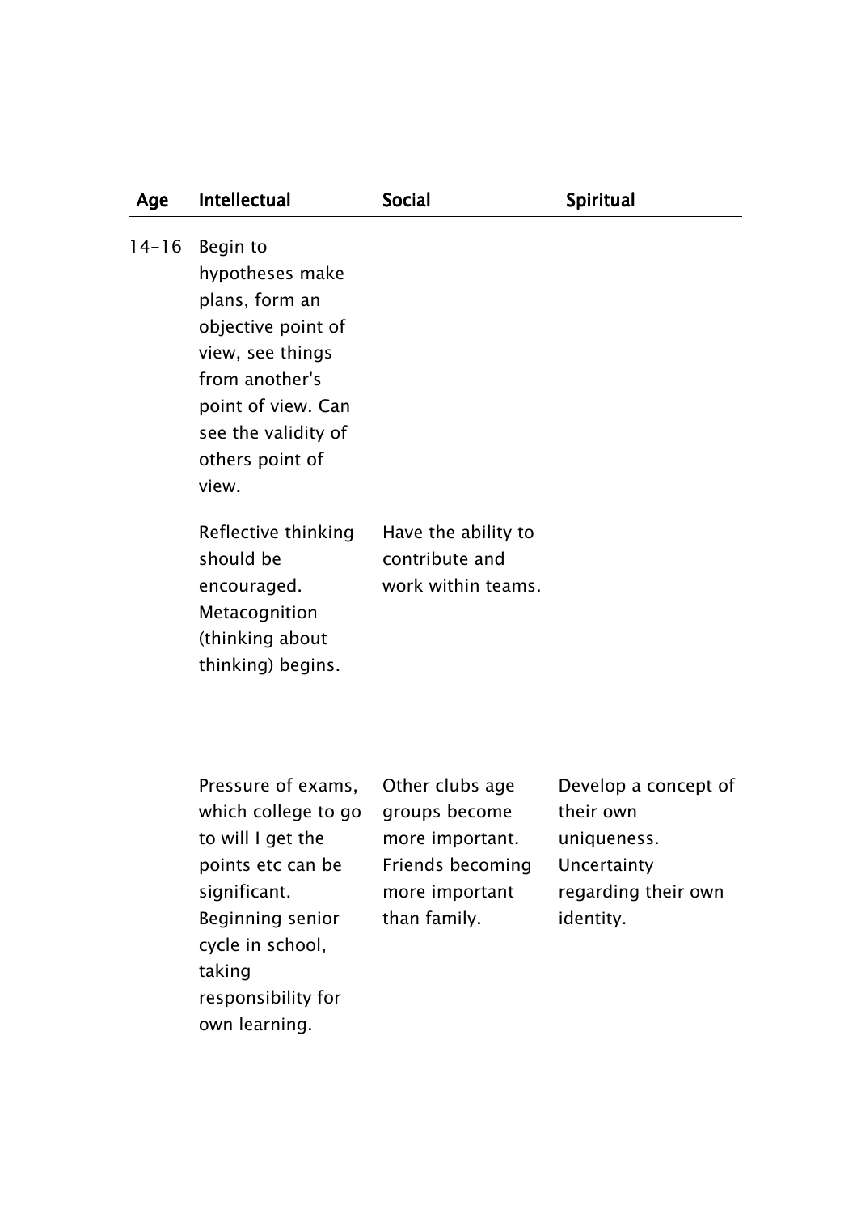| Age | Intellectual | Social | Spiritual |
|---|---|---|---|
| 14-16 | Begin to hypotheses make plans, form an objective point of view, see things from another's point of view. Can see the validity of others point of view. | | |
| | Reflective thinking should be encouraged. Metacognition (thinking about thinking) begins. | Have the ability to contribute and work within teams. | |
| | Pressure of exams, which college to go to will I get the points etc can be significant. Beginning senior cycle in school, taking responsibility for own learning. | Other clubs age groups become more important. Friends becoming more important than family. | Develop a concept of their own uniqueness. Uncertainty regarding their own identity. |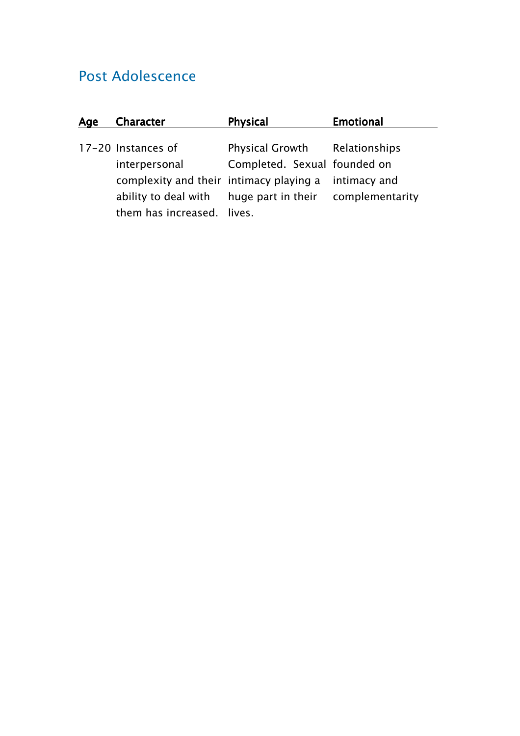## Post Adolescence

| Age | Character | Physical | Emotional |
|---|---|---|---|
| 17-20 | Instances of interpersonal complexity and their ability to deal with them has increased. | Physical Growth Completed. Sexual intimacy playing a huge part in their lives. | Relationships founded on intimacy and complementarity |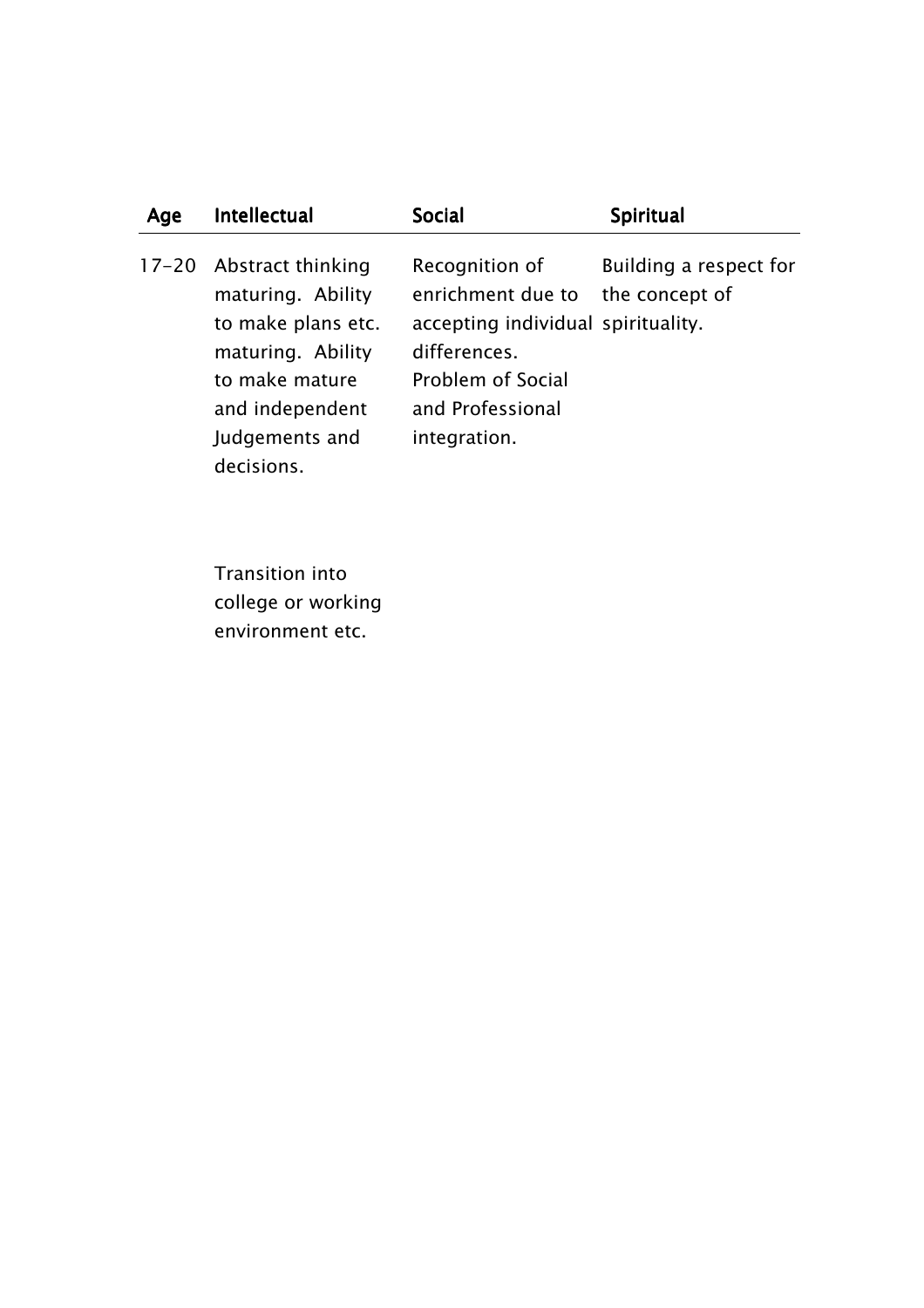| Age | Intellectual | Social | Spiritual |
|---|---|---|---|
| 17-20 | Abstract thinking maturing. Ability to make plans etc. maturing. Ability to make mature and independent Judgements and decisions. | Recognition of enrichment due to accepting individual differences. Problem of Social and Professional integration. | Building a respect for the concept of spirituality. |
| | Transition into college or working environment etc. | | |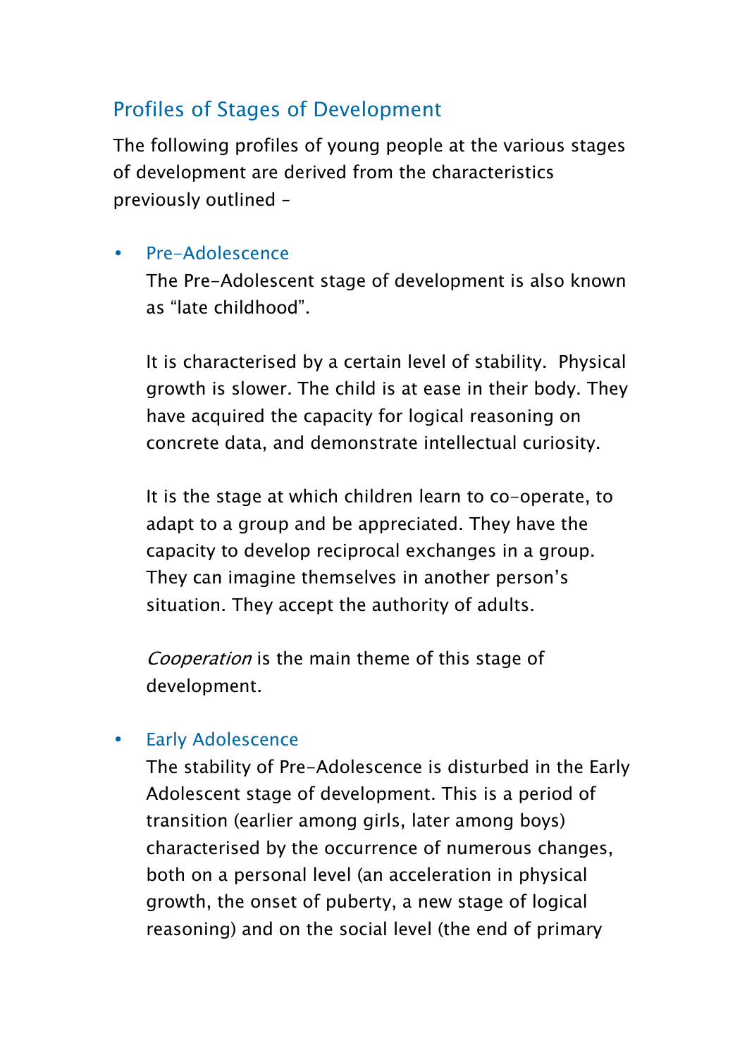## Profiles of Stages of Development

The following profiles of young people at the various stages of development are derived from the characteristics previously outlined –

- Pre-Adolescence

  The Pre-Adolescent stage of development is also known as “late childhood”.

  It is characterised by a certain level of stability. Physical growth is slower. The child is at ease in their body. They have acquired the capacity for logical reasoning on concrete data, and demonstrate intellectual curiosity.

  It is the stage at which children learn to co-operate, to adapt to a group and be appreciated. They have the capacity to develop reciprocal exchanges in a group. They can imagine themselves in another person’s situation. They accept the authority of adults.

  *Cooperation* is the main theme of this stage of development.

- Early Adolescence

  The stability of Pre-Adolescence is disturbed in the Early Adolescent stage of development. This is a period of transition (earlier among girls, later among boys) characterised by the occurrence of numerous changes, both on a personal level (an acceleration in physical growth, the onset of puberty, a new stage of logical reasoning) and on the social level (the end of primary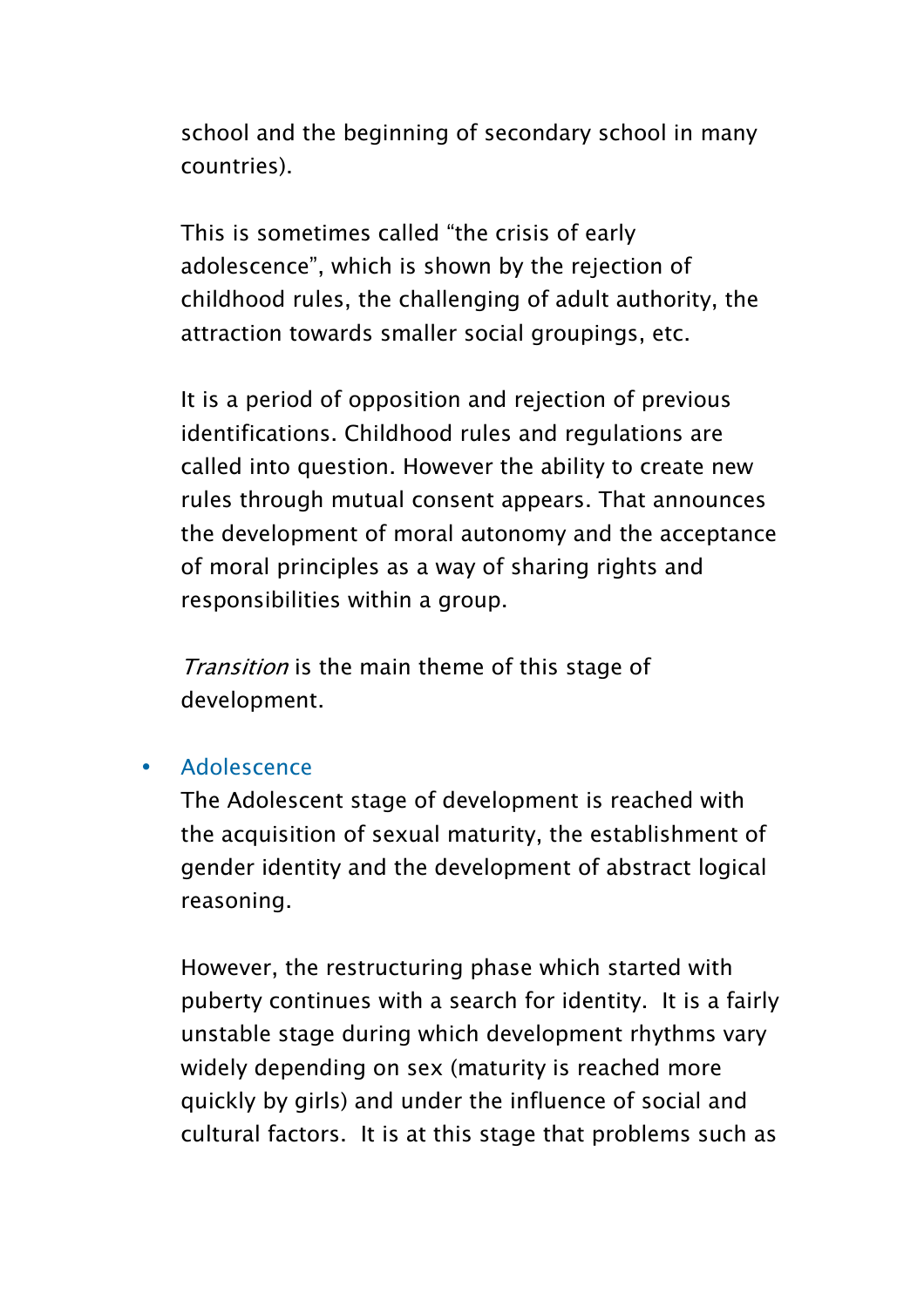school and the beginning of secondary school in many countries).

This is sometimes called "the crisis of early adolescence", which is shown by the rejection of childhood rules, the challenging of adult authority, the attraction towards smaller social groupings, etc.

It is a period of opposition and rejection of previous identifications. Childhood rules and regulations are called into question. However the ability to create new rules through mutual consent appears. That announces the development of moral autonomy and the acceptance of moral principles as a way of sharing rights and responsibilities within a group.

*Transition* is the main theme of this stage of development.

- Adolescence

  The Adolescent stage of development is reached with the acquisition of sexual maturity, the establishment of gender identity and the development of abstract logical reasoning.

  However, the restructuring phase which started with puberty continues with a search for identity. It is a fairly unstable stage during which development rhythms vary widely depending on sex (maturity is reached more quickly by girls) and under the influence of social and cultural factors. It is at this stage that problems such as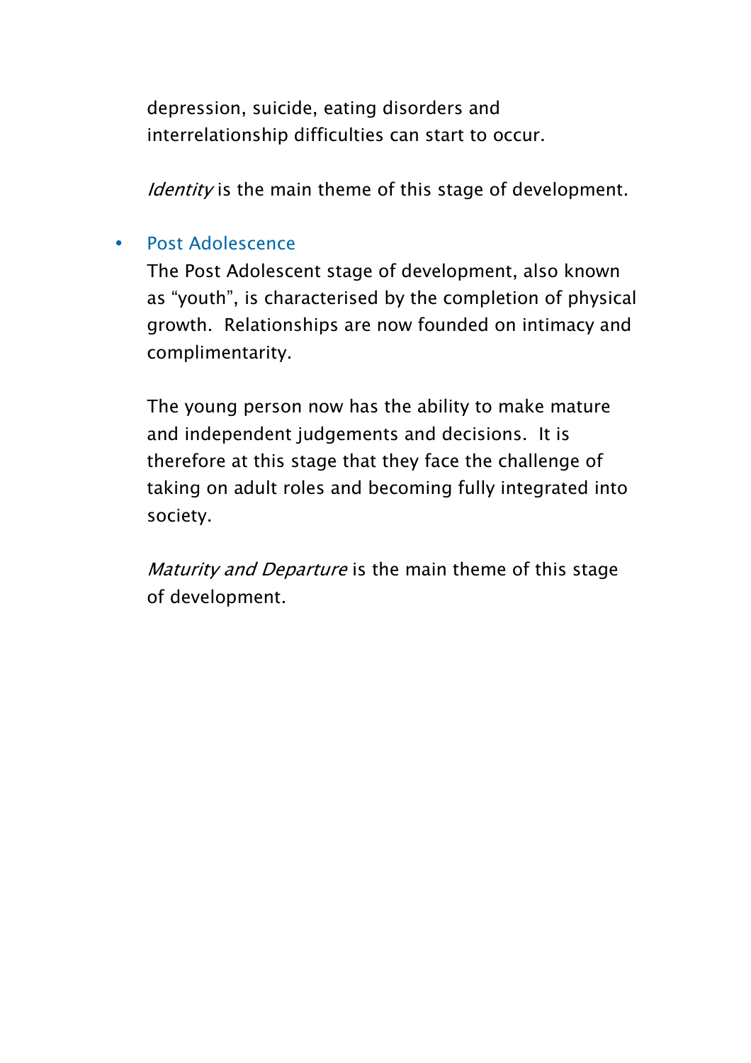depression, suicide, eating disorders and interrelationship difficulties can start to occur.

*Identity* is the main theme of this stage of development.

- Post Adolescence

  The Post Adolescent stage of development, also known as "youth", is characterised by the completion of physical growth.  Relationships are now founded on intimacy and complimentarity.

  The young person now has the ability to make mature and independent judgements and decisions.  It is therefore at this stage that they face the challenge of taking on adult roles and becoming fully integrated into society.

  *Maturity and Departure* is the main theme of this stage of development.